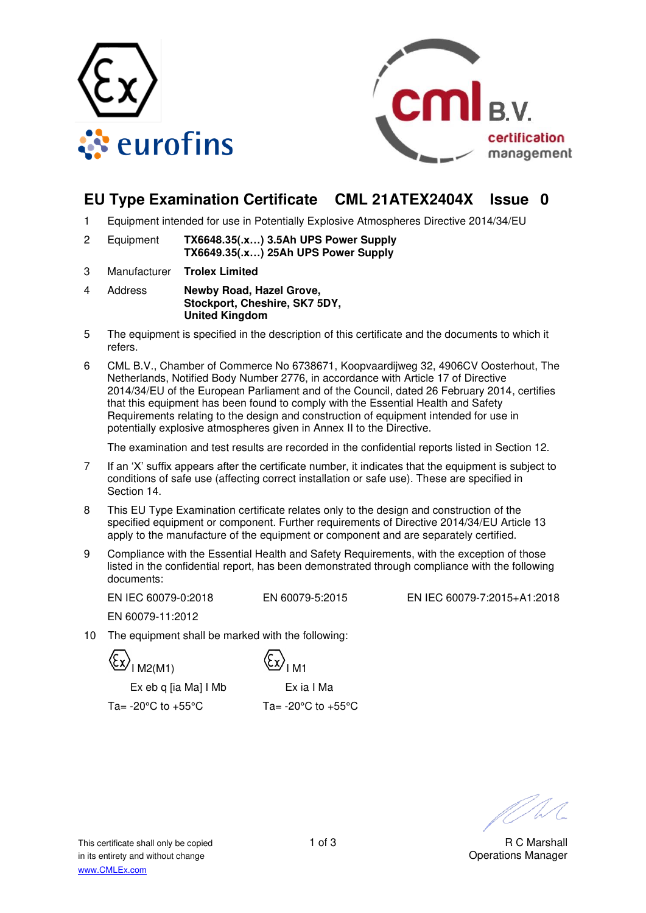# EU Type Examination Certificate CML 21ATEX2404X Issue 0

1 Equipment intended for use in Potentially Explosive Atmospheres Directive 2014/34/EU

2 Equipment **TX6648.35(.x…) 3.5Ah UPS Power Supply**
**TX6649.35(.x…) 25Ah UPS Power Supply**

3 Manufacturer **Trolex Limited**

4 Address **Newby Road, Hazel Grove,**
**Stockport, Cheshire, SK7 5DY,**
**United Kingdom**

5 The equipment is specified in the description of this certificate and the documents to which it refers.

6 CML B.V., Chamber of Commerce No 6738671, Koopvaardijweg 32, 4906CV Oosterhout, The Netherlands, Notified Body Number 2776, in accordance with Article 17 of Directive 2014/34/EU of the European Parliament and of the Council, dated 26 February 2014, certifies that this equipment has been found to comply with the Essential Health and Safety Requirements relating to the design and construction of equipment intended for use in potentially explosive atmospheres given in Annex II to the Directive.

The examination and test results are recorded in the confidential reports listed in Section 12.

7 If an 'X' suffix appears after the certificate number, it indicates that the equipment is subject to conditions of safe use (affecting correct installation or safe use). These are specified in Section 14.

8 This EU Type Examination certificate relates only to the design and construction of the specified equipment or component. Further requirements of Directive 2014/34/EU Article 13 apply to the manufacture of the equipment or component and are separately certified.

9 Compliance with the Essential Health and Safety Requirements, with the exception of those listed in the confidential report, has been demonstrated through compliance with the following documents:

EN IEC 60079-0:2018 EN 60079-5:2015 EN IEC 60079-7:2015+A1:2018

EN 60079-11:2012

10 The equipment shall be marked with the following:

| | |
|---|---|
| Ex I M2(M1) | Ex I M1 |
| Ex eb q [ia Ma] I Mb | Ex ia I Ma |
| Ta= -20°C to +55°C | Ta= -20°C to +55°C |

This certificate shall only be copied in its entirety and without change
www.CMLEx.com

R C Marshall
Operations Manager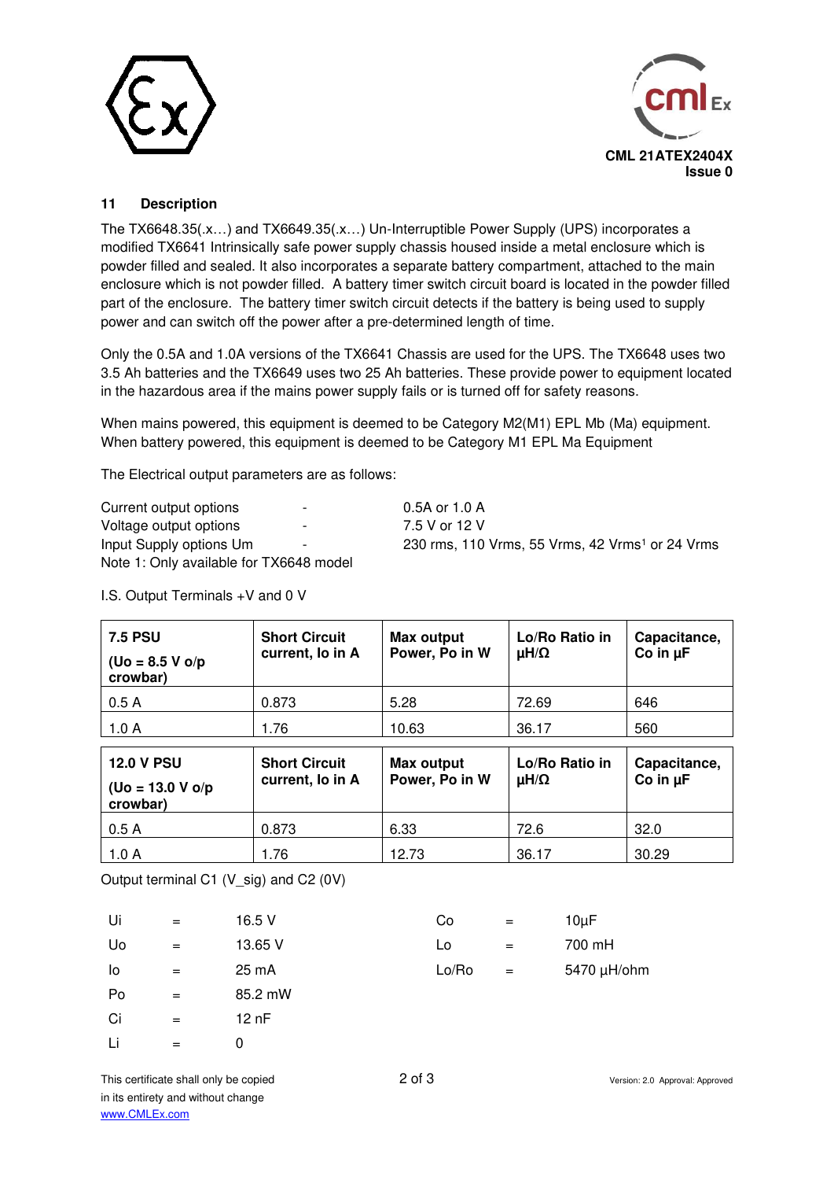## 11 Description

The TX6648.35(.x…) and TX6649.35(.x…) Un-Interruptible Power Supply (UPS) incorporates a modified TX6641 Intrinsically safe power supply chassis housed inside a metal enclosure which is powder filled and sealed. It also incorporates a separate battery compartment, attached to the main enclosure which is not powder filled. A battery timer switch circuit board is located in the powder filled part of the enclosure. The battery timer switch circuit detects if the battery is being used to supply power and can switch off the power after a pre-determined length of time.

Only the 0.5A and 1.0A versions of the TX6641 Chassis are used for the UPS. The TX6648 uses two 3.5 Ah batteries and the TX6649 uses two 25 Ah batteries. These provide power to equipment located in the hazardous area if the mains power supply fails or is turned off for safety reasons.

When mains powered, this equipment is deemed to be Category M2(M1) EPL Mb (Ma) equipment. When battery powered, this equipment is deemed to be Category M1 EPL Ma Equipment

The Electrical output parameters are as follows:

| | | |
|---|---|---|
| Current output options | - | 0.5A or 1.0 A |
| Voltage output options | - | 7.5 V or 12 V |
| Input Supply options Um | - | 230 rms, 110 Vrms, 55 Vrms, 42 Vrms[1] or 24 Vrms |

Note 1: Only available for TX6648 model

I.S. Output Terminals +V and 0 V

| **7.5 PSU (Uo = 8.5 V o/p crowbar)** | **Short Circuit current, Io in A** | **Max output Power, Po in W** | **Lo/Ro Ratio in µH/Ω** | **Capacitance, Co in µF** |
|---|---|---|---|---|
| 0.5 A | 0.873 | 5.28 | 72.69 | 646 |
| 1.0 A | 1.76 | 10.63 | 36.17 | 560 |

| **12.0 V PSU (Uo = 13.0 V o/p crowbar)** | **Short Circuit current, Io in A** | **Max output Power, Po in W** | **Lo/Ro Ratio in µH/Ω** | **Capacitance, Co in µF** |
|---|---|---|---|---|
| 0.5 A | 0.873 | 6.33 | 72.6 | 32.0 |
| 1.0 A | 1.76 | 12.73 | 36.17 | 30.29 |

Output terminal C1 (V_sig) and C2 (0V)

| | | | | | |
|---|---|---|---|---|---|
| Ui | = | 16.5 V | Co | = | 10µF |
| Uo | = | 13.65 V | Lo | = | 700 mH |
| Io | = | 25 mA | Lo/Ro | = | 5470 µH/ohm |
| Po | = | 85.2 mW | | | |
| Ci | = | 12 nF | | | |
| Li | = | 0 | | | |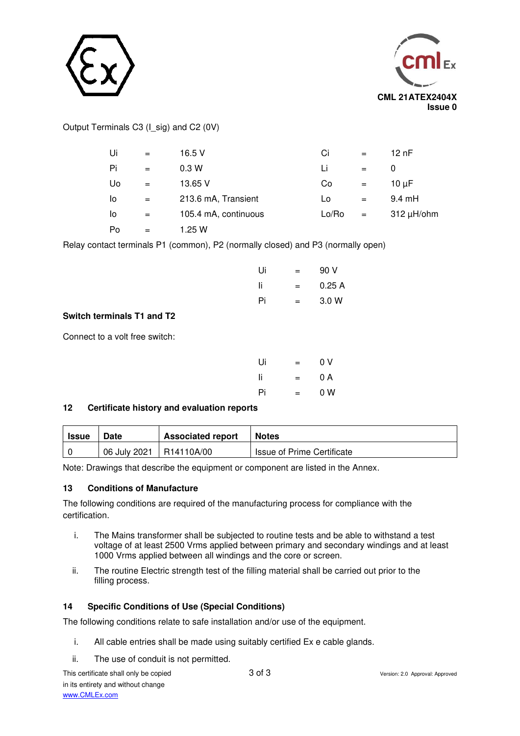Output Terminals C3 (I_sig) and C2 (0V)

| | | | | | |
|---|---|---|---|---|---|
| Ui | = | 16.5 V | Ci | = | 12 nF |
| Pi | = | 0.3 W | Li | = | 0 |
| Uo | = | 13.65 V | Co | = | 10 µF |
| Io | = | 213.6 mA, Transient | Lo | = | 9.4 mH |
| Io | = | 105.4 mA, continuous | Lo/Ro | = | 312 µH/ohm |
| Po | = | 1.25 W | | | |

Relay contact terminals P1 (common), P2 (normally closed) and P3 (normally open)

| | | |
|---|---|---|
| Ui | = | 90 V |
| Ii | = | 0.25 A |
| Pi | = | 3.0 W |

**Switch terminals T1 and T2**

Connect to a volt free switch:

| | | |
|---|---|---|
| Ui | = | 0 V |
| Ii | = | 0 A |
| Pi | = | 0 W |

## 12 Certificate history and evaluation reports

| Issue | Date | Associated report | Notes |
|---|---|---|---|
| 0 | 06 July 2021 | R14110A/00 | Issue of Prime Certificate |

Note: Drawings that describe the equipment or component are listed in the Annex.

## 13 Conditions of Manufacture

The following conditions are required of the manufacturing process for compliance with the certification.

i. The Mains transformer shall be subjected to routine tests and be able to withstand a test voltage of at least 2500 Vrms applied between primary and secondary windings and at least 1000 Vrms applied between all windings and the core or screen.

ii. The routine Electric strength test of the filling material shall be carried out prior to the filling process.

## 14 Specific Conditions of Use (Special Conditions)

The following conditions relate to safe installation and/or use of the equipment.

i. All cable entries shall be made using suitably certified Ex e cable glands.

ii. The use of conduit is not permitted.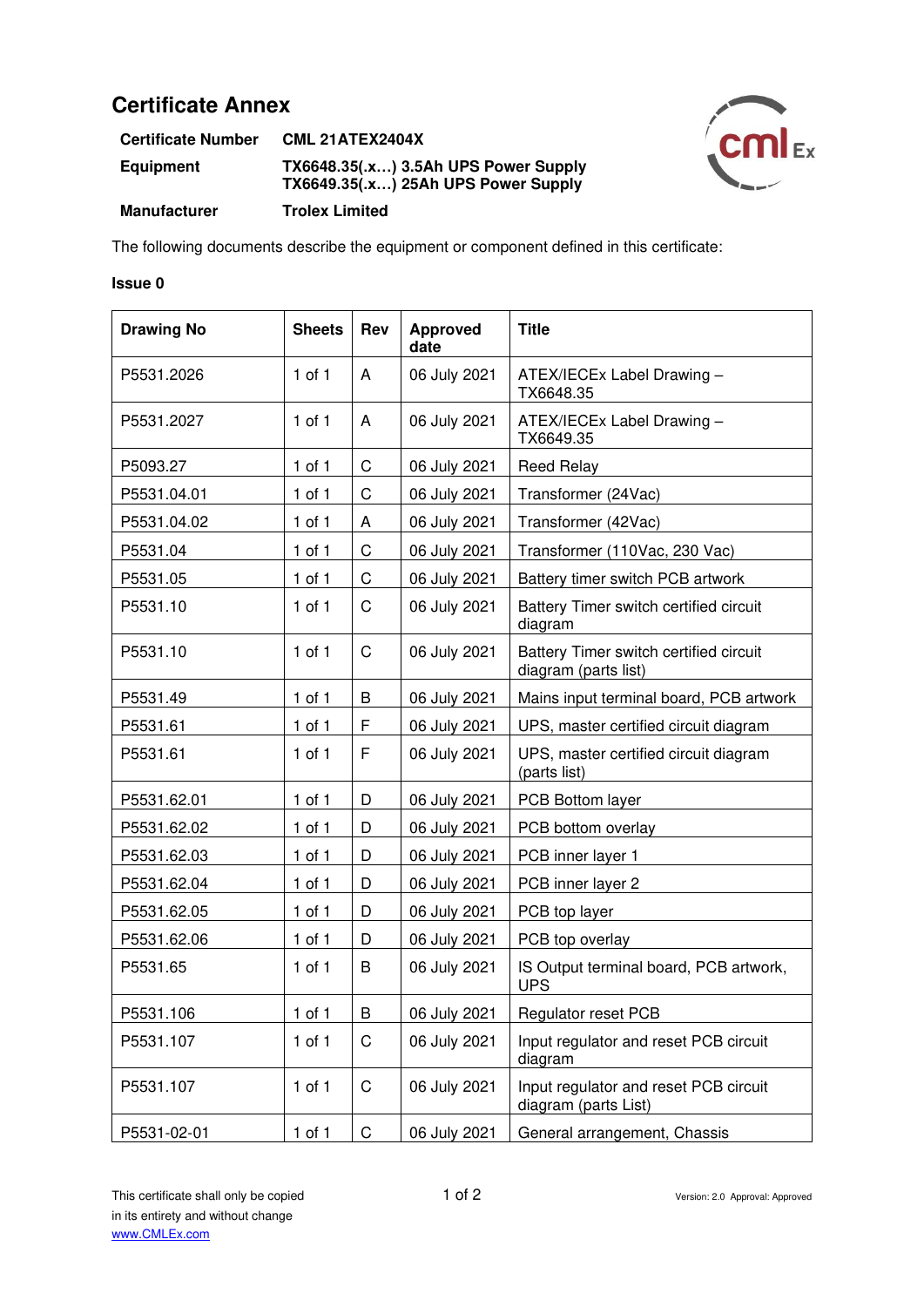# Certificate Annex

| | |
|---|---|
| **Certificate Number** | **CML 21ATEX2404X** |
| **Equipment** | **TX6648.35(.x…) 3.5Ah UPS Power Supply**<br>**TX6649.35(.x…) 25Ah UPS Power Supply** |
| **Manufacturer** | **Trolex Limited** |

The following documents describe the equipment or component defined in this certificate:

**Issue 0**

| Drawing No | Sheets | Rev | Approved date | Title |
|---|---|---|---|---|
| P5531.2026 | 1 of 1 | A | 06 July 2021 | ATEX/IECEx Label Drawing – TX6648.35 |
| P5531.2027 | 1 of 1 | A | 06 July 2021 | ATEX/IECEx Label Drawing – TX6649.35 |
| P5093.27 | 1 of 1 | C | 06 July 2021 | Reed Relay |
| P5531.04.01 | 1 of 1 | C | 06 July 2021 | Transformer (24Vac) |
| P5531.04.02 | 1 of 1 | A | 06 July 2021 | Transformer (42Vac) |
| P5531.04 | 1 of 1 | C | 06 July 2021 | Transformer (110Vac, 230 Vac) |
| P5531.05 | 1 of 1 | C | 06 July 2021 | Battery timer switch PCB artwork |
| P5531.10 | 1 of 1 | C | 06 July 2021 | Battery Timer switch certified circuit diagram |
| P5531.10 | 1 of 1 | C | 06 July 2021 | Battery Timer switch certified circuit diagram (parts list) |
| P5531.49 | 1 of 1 | B | 06 July 2021 | Mains input terminal board, PCB artwork |
| P5531.61 | 1 of 1 | F | 06 July 2021 | UPS, master certified circuit diagram |
| P5531.61 | 1 of 1 | F | 06 July 2021 | UPS, master certified circuit diagram (parts list) |
| P5531.62.01 | 1 of 1 | D | 06 July 2021 | PCB Bottom layer |
| P5531.62.02 | 1 of 1 | D | 06 July 2021 | PCB bottom overlay |
| P5531.62.03 | 1 of 1 | D | 06 July 2021 | PCB inner layer 1 |
| P5531.62.04 | 1 of 1 | D | 06 July 2021 | PCB inner layer 2 |
| P5531.62.05 | 1 of 1 | D | 06 July 2021 | PCB top layer |
| P5531.62.06 | 1 of 1 | D | 06 July 2021 | PCB top overlay |
| P5531.65 | 1 of 1 | B | 06 July 2021 | IS Output terminal board, PCB artwork, UPS |
| P5531.106 | 1 of 1 | B | 06 July 2021 | Regulator reset PCB |
| P5531.107 | 1 of 1 | C | 06 July 2021 | Input regulator and reset PCB circuit diagram |
| P5531.107 | 1 of 1 | C | 06 July 2021 | Input regulator and reset PCB circuit diagram (parts List) |
| P5531-02-01 | 1 of 1 | C | 06 July 2021 | General arrangement, Chassis |

This certificate shall only be copied in its entirety and without change
www.CMLEx.com

Version: 2.0 Approval: Approved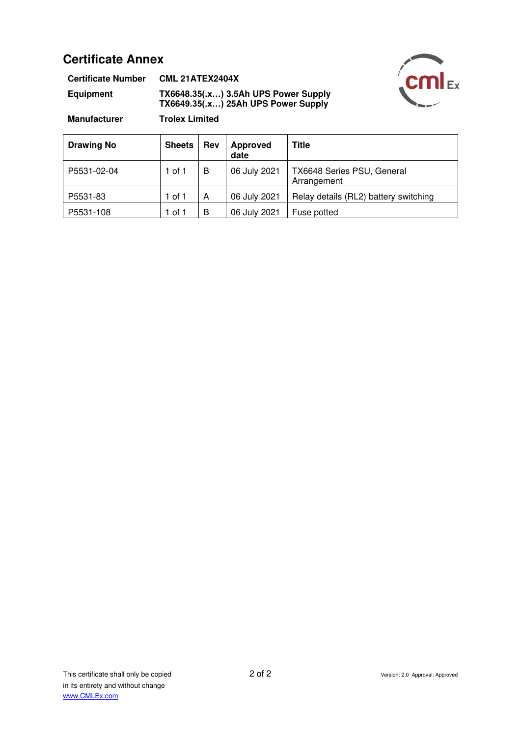# Certificate Annex

| | |
|---|---|
| **Certificate Number** | **CML 21ATEX2404X** |
| **Equipment** | **TX6648.35(.x…) 3.5Ah UPS Power Supply**<br>**TX6649.35(.x…) 25Ah UPS Power Supply** |
| **Manufacturer** | **Trolex Limited** |

| Drawing No | Sheets | Rev | Approved date | Title |
|---|---|---|---|---|
| P5531-02-04 | 1 of 1 | B | 06 July 2021 | TX6648 Series PSU, General Arrangement |
| P5531-83 | 1 of 1 | A | 06 July 2021 | Relay details (RL2) battery switching |
| P5531-108 | 1 of 1 | B | 06 July 2021 | Fuse potted |

This certificate shall only be copied in its entirety and without change
www.CMLEx.com

Version: 2.0 Approval: Approved